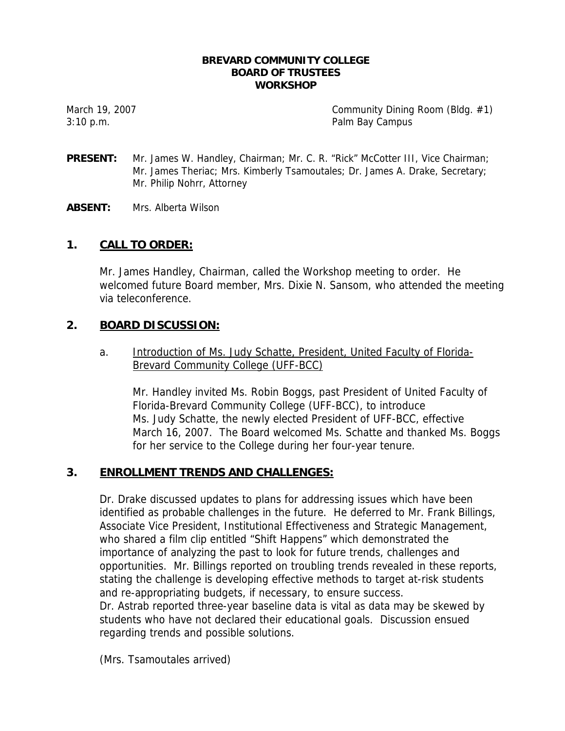# BREVARD COMMUNITY COLLEGE
## BOARD OF TRUSTEES
## WORKSHOP

March 19, 2007 — Community Dining Room (Bldg. #1)
3:10 p.m. — Palm Bay Campus

**PRESENT:** Mr. James W. Handley, Chairman; Mr. C. R. "Rick" McCotter III, Vice Chairman; Mr. James Theriac; Mrs. Kimberly Tsamoutales; Dr. James A. Drake, Secretary; Mr. Philip Nohrr, Attorney

**ABSENT:** Mrs. Alberta Wilson

## 1. CALL TO ORDER:

Mr. James Handley, Chairman, called the Workshop meeting to order. He welcomed future Board member, Mrs. Dixie N. Sansom, who attended the meeting via teleconference.

## 2. BOARD DISCUSSION:

a. Introduction of Ms. Judy Schatte, President, United Faculty of Florida-Brevard Community College (UFF-BCC)

Mr. Handley invited Ms. Robin Boggs, past President of United Faculty of Florida-Brevard Community College (UFF-BCC), to introduce Ms. Judy Schatte, the newly elected President of UFF-BCC, effective March 16, 2007. The Board welcomed Ms. Schatte and thanked Ms. Boggs for her service to the College during her four-year tenure.

## 3. ENROLLMENT TRENDS AND CHALLENGES:

Dr. Drake discussed updates to plans for addressing issues which have been identified as probable challenges in the future. He deferred to Mr. Frank Billings, Associate Vice President, Institutional Effectiveness and Strategic Management, who shared a film clip entitled "Shift Happens" which demonstrated the importance of analyzing the past to look for future trends, challenges and opportunities. Mr. Billings reported on troubling trends revealed in these reports, stating the challenge is developing effective methods to target at-risk students and re-appropriating budgets, if necessary, to ensure success.
Dr. Astrab reported three-year baseline data is vital as data may be skewed by students who have not declared their educational goals. Discussion ensued regarding trends and possible solutions.

(Mrs. Tsamoutales arrived)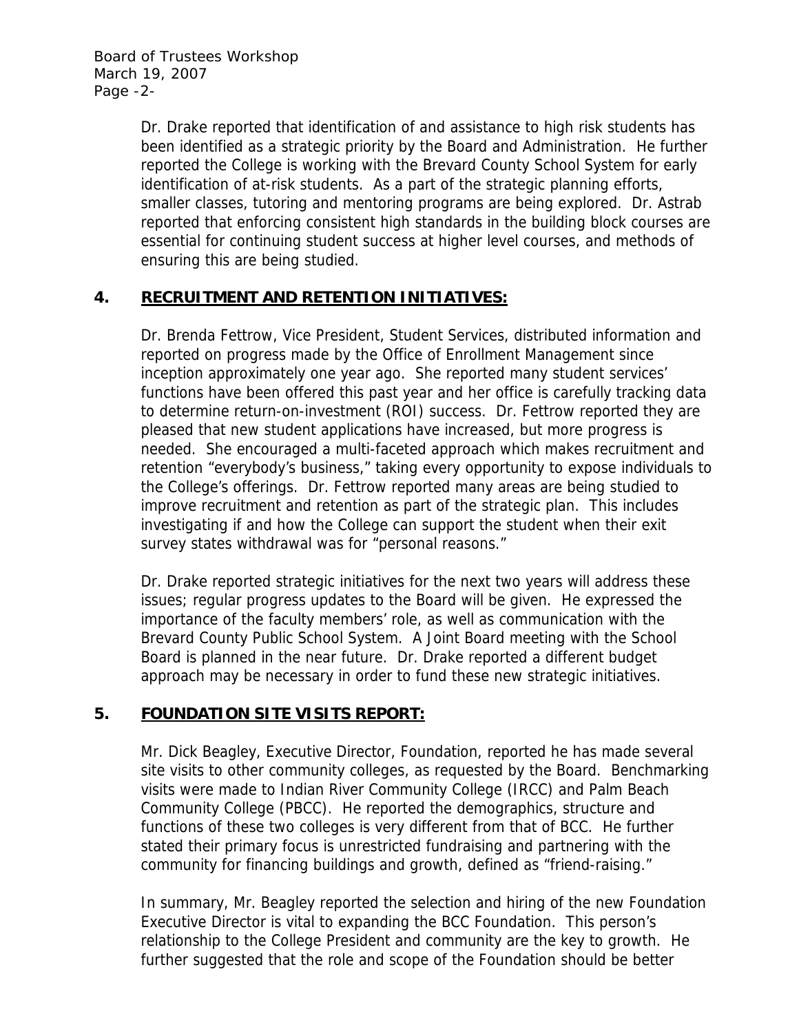Dr. Drake reported that identification of and assistance to high risk students has been identified as a strategic priority by the Board and Administration. He further reported the College is working with the Brevard County School System for early identification of at-risk students. As a part of the strategic planning efforts, smaller classes, tutoring and mentoring programs are being explored. Dr. Astrab reported that enforcing consistent high standards in the building block courses are essential for continuing student success at higher level courses, and methods of ensuring this are being studied.

## 4. RECRUITMENT AND RETENTION INITIATIVES:

Dr. Brenda Fettrow, Vice President, Student Services, distributed information and reported on progress made by the Office of Enrollment Management since inception approximately one year ago. She reported many student services' functions have been offered this past year and her office is carefully tracking data to determine return-on-investment (ROI) success. Dr. Fettrow reported they are pleased that new student applications have increased, but more progress is needed. She encouraged a multi-faceted approach which makes recruitment and retention "everybody's business," taking every opportunity to expose individuals to the College's offerings. Dr. Fettrow reported many areas are being studied to improve recruitment and retention as part of the strategic plan. This includes investigating if and how the College can support the student when their exit survey states withdrawal was for "personal reasons."

Dr. Drake reported strategic initiatives for the next two years will address these issues; regular progress updates to the Board will be given. He expressed the importance of the faculty members' role, as well as communication with the Brevard County Public School System. A Joint Board meeting with the School Board is planned in the near future. Dr. Drake reported a different budget approach may be necessary in order to fund these new strategic initiatives.

## 5. FOUNDATION SITE VISITS REPORT:

Mr. Dick Beagley, Executive Director, Foundation, reported he has made several site visits to other community colleges, as requested by the Board. Benchmarking visits were made to Indian River Community College (IRCC) and Palm Beach Community College (PBCC). He reported the demographics, structure and functions of these two colleges is very different from that of BCC. He further stated their primary focus is unrestricted fundraising and partnering with the community for financing buildings and growth, defined as "friend-raising."

In summary, Mr. Beagley reported the selection and hiring of the new Foundation Executive Director is vital to expanding the BCC Foundation. This person's relationship to the College President and community are the key to growth. He further suggested that the role and scope of the Foundation should be better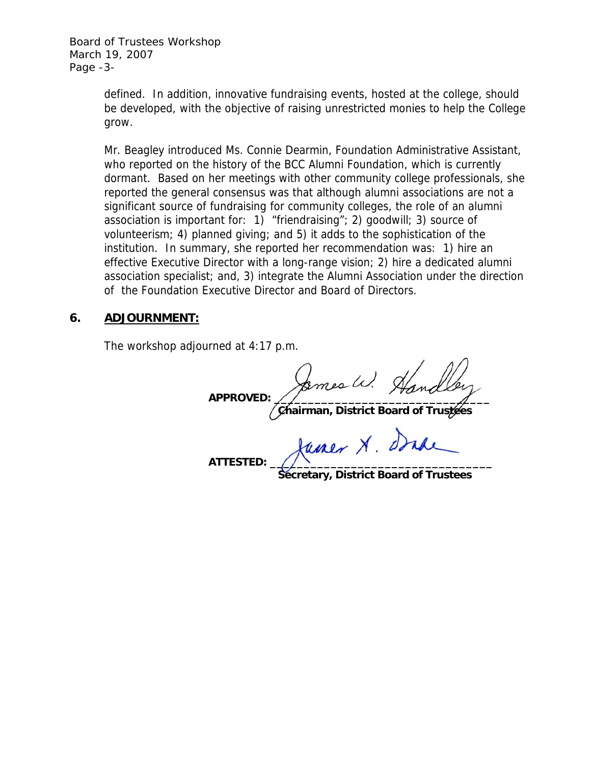defined. In addition, innovative fundraising events, hosted at the college, should be developed, with the objective of raising unrestricted monies to help the College grow.

Mr. Beagley introduced Ms. Connie Dearmin, Foundation Administrative Assistant, who reported on the history of the BCC Alumni Foundation, which is currently dormant. Based on her meetings with other community college professionals, she reported the general consensus was that although alumni associations are not a significant source of fundraising for community colleges, the role of an alumni association is important for: 1) "friendraising"; 2) goodwill; 3) source of volunteerism; 4) planned giving; and 5) it adds to the sophistication of the institution. In summary, she reported her recommendation was: 1) hire an effective Executive Director with a long-range vision; 2) hire a dedicated alumni association specialist; and, 3) integrate the Alumni Association under the direction of the Foundation Executive Director and Board of Directors.

## 6. ADJOURNMENT:

The workshop adjourned at 4:17 p.m.

**APPROVED:** James W. Handley
**Chairman, District Board of Trustees**

**ATTESTED:** James X. Drake
**Secretary, District Board of Trustees**